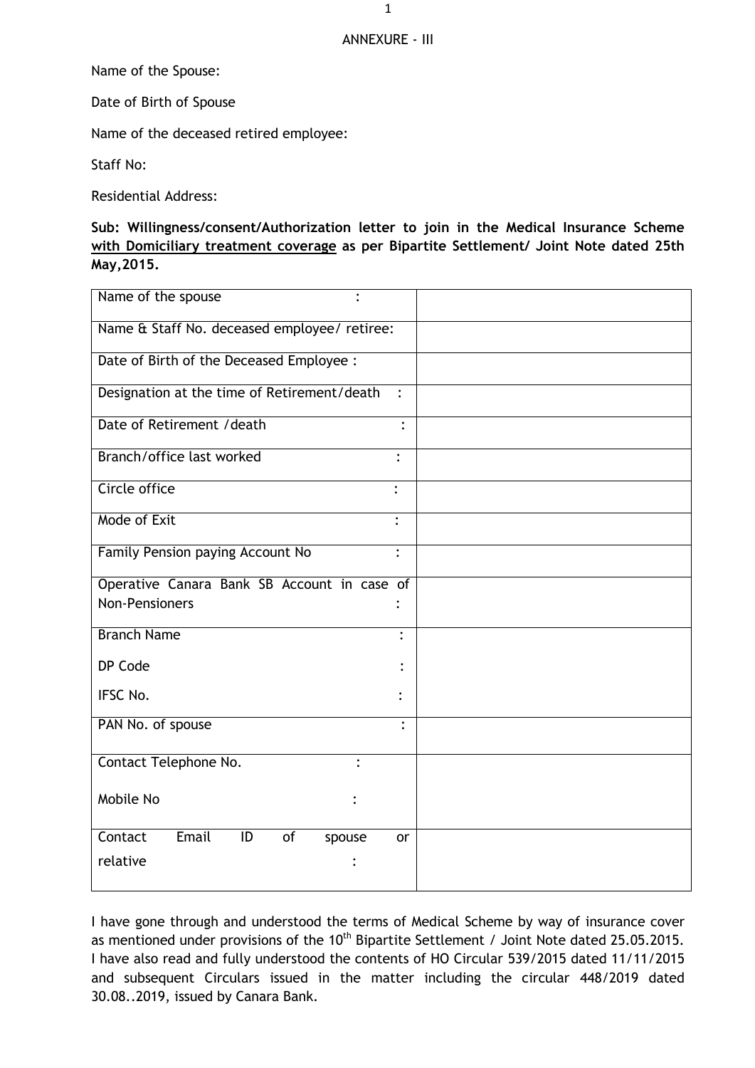ANNEXURE - III

Name of the Spouse:

Date of Birth of Spouse

Name of the deceased retired employee:

Staff No:

Residential Address:

**Sub: Willingness/consent/Authorization letter to join in the Medical Insurance Scheme <u>with Domiciliary treatment coverage</u> as per Bipartite Settlement/ Joint Note dated 25th May,2015.**

| | |
|---|---|
| Name of the spouse : | |
| Name & Staff No. deceased employee/ retiree: | |
| Date of Birth of the Deceased Employee : | |
| Designation at the time of Retirement/death : | |
| Date of Retirement /death : | |
| Branch/office last worked : | |
| Circle office : | |
| Mode of Exit : | |
| Family Pension paying Account No : | |
| Operative Canara Bank SB Account in case of Non-Pensioners : | |
| Branch Name :<br>DP Code :<br>IFSC No. : | |
| PAN No. of spouse : | |
| Contact Telephone No. :<br>Mobile No : | |
| Contact Email ID of spouse or relative : | |

I have gone through and understood the terms of Medical Scheme by way of insurance cover as mentioned under provisions of the 10th Bipartite Settlement / Joint Note dated 25.05.2015. I have also read and fully understood the contents of HO Circular 539/2015 dated 11/11/2015 and subsequent Circulars issued in the matter including the circular 448/2019 dated 30.08..2019, issued by Canara Bank.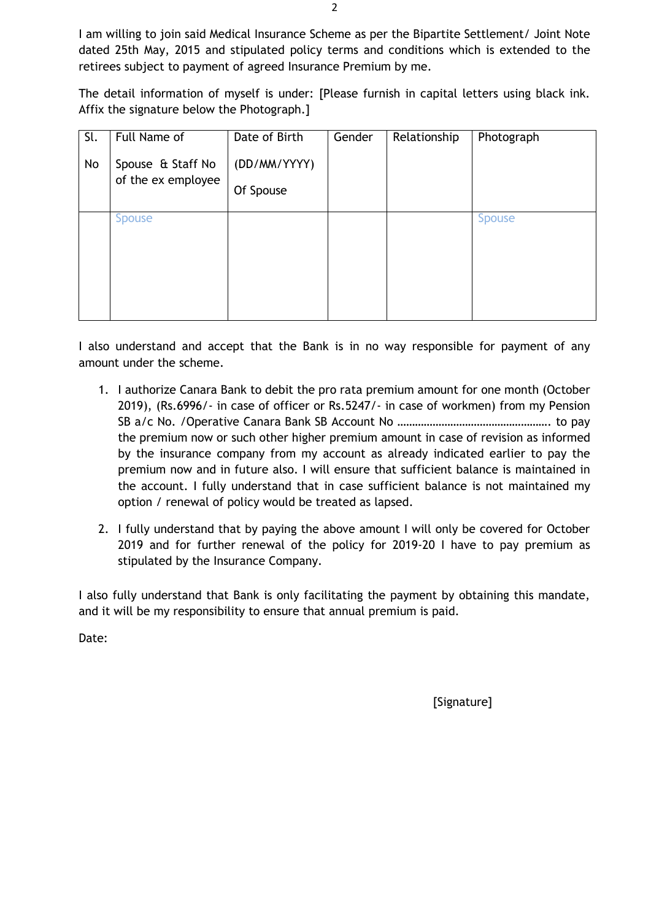I am willing to join said Medical Insurance Scheme as per the Bipartite Settlement/ Joint Note dated 25th May, 2015 and stipulated policy terms and conditions which is extended to the retirees subject to payment of agreed Insurance Premium by me.

The detail information of myself is under: [Please furnish in capital letters using black ink. Affix the signature below the Photograph.]

| Sl. No | Full Name of Spouse & Staff No of the ex employee | Date of Birth (DD/MM/YYYY) Of Spouse | Gender | Relationship | Photograph |
|---|---|---|---|---|---|
| | Spouse | | | | Spouse |

I also understand and accept that the Bank is in no way responsible for payment of any amount under the scheme.

1. I authorize Canara Bank to debit the pro rata premium amount for one month (October 2019), (Rs.6996/- in case of officer or Rs.5247/- in case of workmen) from my Pension SB a/c No. /Operative Canara Bank SB Account No ……………………………………………. to pay the premium now or such other higher premium amount in case of revision as informed by the insurance company from my account as already indicated earlier to pay the premium now and in future also. I will ensure that sufficient balance is maintained in the account. I fully understand that in case sufficient balance is not maintained my option / renewal of policy would be treated as lapsed.
2. I fully understand that by paying the above amount I will only be covered for October 2019 and for further renewal of the policy for 2019-20 I have to pay premium as stipulated by the Insurance Company.

I also fully understand that Bank is only facilitating the payment by obtaining this mandate, and it will be my responsibility to ensure that annual premium is paid.

Date:

[Signature]